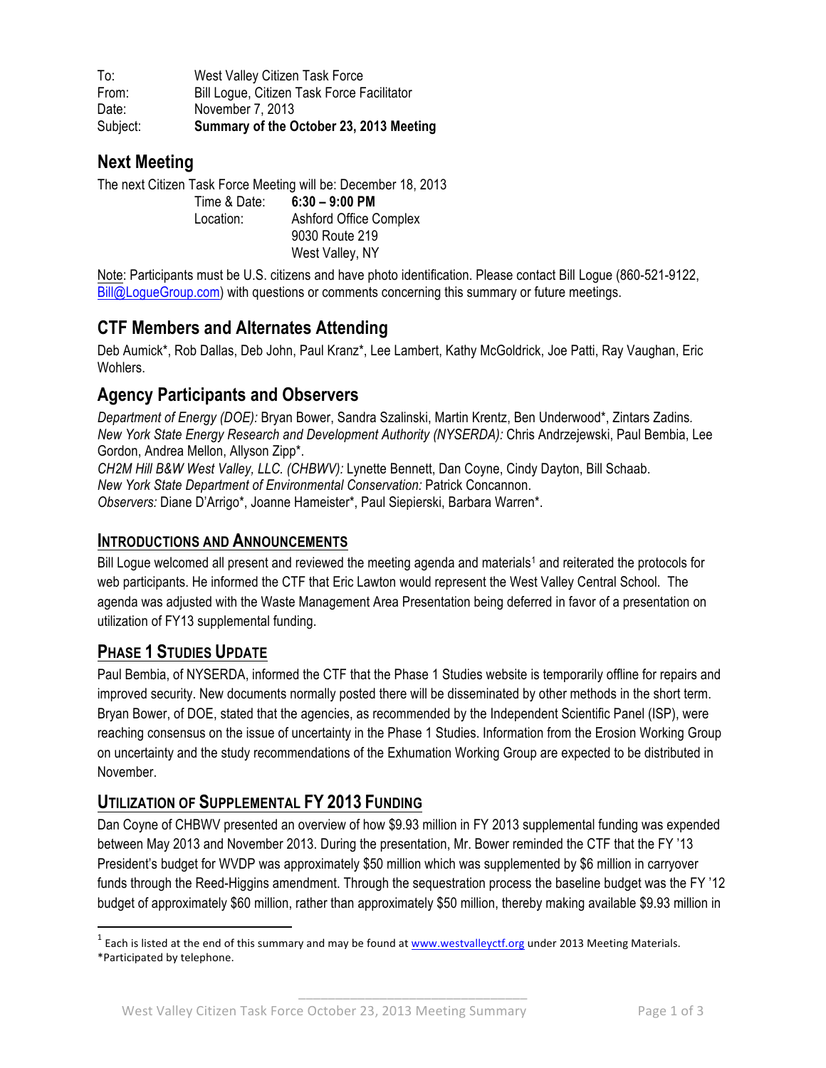To: West Valley Citizen Task Force
From: Bill Logue, Citizen Task Force Facilitator
Date: November 7, 2013
Subject: **Summary of the October 23, 2013 Meeting**

## Next Meeting

The next Citizen Task Force Meeting will be: December 18, 2013

Time & Date: **6:30 – 9:00 PM**
Location: Ashford Office Complex
9030 Route 219
West Valley, NY

Note: Participants must be U.S. citizens and have photo identification. Please contact Bill Logue (860-521-9122, Bill@LogueGroup.com) with questions or comments concerning this summary or future meetings.

## CTF Members and Alternates Attending

Deb Aumick*, Rob Dallas, Deb John, Paul Kranz*, Lee Lambert, Kathy McGoldrick, Joe Patti, Ray Vaughan, Eric Wohlers.

## Agency Participants and Observers

*Department of Energy (DOE):* Bryan Bower, Sandra Szalinski, Martin Krentz, Ben Underwood*, Zintars Zadins.
*New York State Energy Research and Development Authority (NYSERDA):* Chris Andrzejewski, Paul Bembia, Lee Gordon, Andrea Mellon, Allyson Zipp*.
*CH2M Hill B&W West Valley, LLC. (CHBWV):* Lynette Bennett, Dan Coyne, Cindy Dayton, Bill Schaab.
*New York State Department of Environmental Conservation:* Patrick Concannon.
*Observers:* Diane D'Arrigo*, Joanne Hameister*, Paul Siepierski, Barbara Warren*.

### INTRODUCTIONS AND ANNOUNCEMENTS

Bill Logue welcomed all present and reviewed the meeting agenda and materials[1] and reiterated the protocols for web participants. He informed the CTF that Eric Lawton would represent the West Valley Central School. The agenda was adjusted with the Waste Management Area Presentation being deferred in favor of a presentation on utilization of FY13 supplemental funding.

### PHASE 1 STUDIES UPDATE

Paul Bembia, of NYSERDA, informed the CTF that the Phase 1 Studies website is temporarily offline for repairs and improved security. New documents normally posted there will be disseminated by other methods in the short term. Bryan Bower, of DOE, stated that the agencies, as recommended by the Independent Scientific Panel (ISP), were reaching consensus on the issue of uncertainty in the Phase 1 Studies. Information from the Erosion Working Group on uncertainty and the study recommendations of the Exhumation Working Group are expected to be distributed in November.

### UTILIZATION OF SUPPLEMENTAL FY 2013 FUNDING

Dan Coyne of CHBWV presented an overview of how $9.93 million in FY 2013 supplemental funding was expended between May 2013 and November 2013. During the presentation, Mr. Bower reminded the CTF that the FY '13 President's budget for WVDP was approximately $50 million which was supplemented by $6 million in carryover funds through the Reed-Higgins amendment. Through the sequestration process the baseline budget was the FY '12 budget of approximately $60 million, rather than approximately $50 million, thereby making available $9.93 million in

---

[1] Each is listed at the end of this summary and may be found at www.westvalleyctf.org under 2013 Meeting Materials.
*Participated by telephone.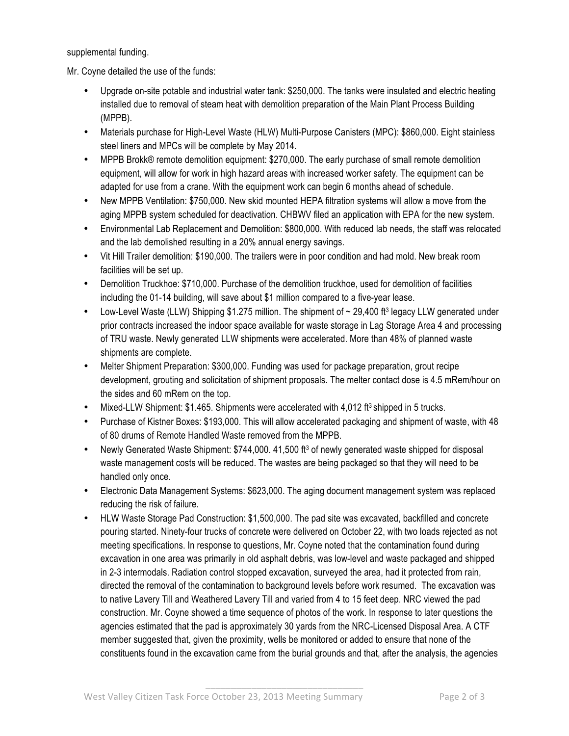supplemental funding.

Mr. Coyne detailed the use of the funds:

- Upgrade on-site potable and industrial water tank: $250,000. The tanks were insulated and electric heating installed due to removal of steam heat with demolition preparation of the Main Plant Process Building (MPPB).
- Materials purchase for High-Level Waste (HLW) Multi-Purpose Canisters (MPC): $860,000. Eight stainless steel liners and MPCs will be complete by May 2014.
- MPPB Brokk® remote demolition equipment: $270,000. The early purchase of small remote demolition equipment, will allow for work in high hazard areas with increased worker safety. The equipment can be adapted for use from a crane. With the equipment work can begin 6 months ahead of schedule.
- New MPPB Ventilation: $750,000. New skid mounted HEPA filtration systems will allow a move from the aging MPPB system scheduled for deactivation. CHBWV filed an application with EPA for the new system.
- Environmental Lab Replacement and Demolition: $800,000. With reduced lab needs, the staff was relocated and the lab demolished resulting in a 20% annual energy savings.
- Vit Hill Trailer demolition: $190,000. The trailers were in poor condition and had mold. New break room facilities will be set up.
- Demolition Truckhoe: $710,000. Purchase of the demolition truckhoe, used for demolition of facilities including the 01-14 building, will save about $1 million compared to a five-year lease.
- Low-Level Waste (LLW) Shipping $1.275 million. The shipment of ~ 29,400 ft$^3$ legacy LLW generated under prior contracts increased the indoor space available for waste storage in Lag Storage Area 4 and processing of TRU waste. Newly generated LLW shipments were accelerated. More than 48% of planned waste shipments are complete.
- Melter Shipment Preparation: $300,000. Funding was used for package preparation, grout recipe development, grouting and solicitation of shipment proposals. The melter contact dose is 4.5 mRem/hour on the sides and 60 mRem on the top.
- Mixed-LLW Shipment: $1.465. Shipments were accelerated with 4,012 ft$^3$ shipped in 5 trucks.
- Purchase of Kistner Boxes: $193,000. This will allow accelerated packaging and shipment of waste, with 48 of 80 drums of Remote Handled Waste removed from the MPPB.
- Newly Generated Waste Shipment: $744,000. 41,500 ft$^3$ of newly generated waste shipped for disposal waste management costs will be reduced. The wastes are being packaged so that they will need to be handled only once.
- Electronic Data Management Systems: $623,000. The aging document management system was replaced reducing the risk of failure.
- HLW Waste Storage Pad Construction: $1,500,000. The pad site was excavated, backfilled and concrete pouring started. Ninety-four trucks of concrete were delivered on October 22, with two loads rejected as not meeting specifications. In response to questions, Mr. Coyne noted that the contamination found during excavation in one area was primarily in old asphalt debris, was low-level and waste packaged and shipped in 2-3 intermodals. Radiation control stopped excavation, surveyed the area, had it protected from rain, directed the removal of the contamination to background levels before work resumed. The excavation was to native Lavery Till and Weathered Lavery Till and varied from 4 to 15 feet deep. NRC viewed the pad construction. Mr. Coyne showed a time sequence of photos of the work. In response to later questions the agencies estimated that the pad is approximately 30 yards from the NRC-Licensed Disposal Area. A CTF member suggested that, given the proximity, wells be monitored or added to ensure that none of the constituents found in the excavation came from the burial grounds and that, after the analysis, the agencies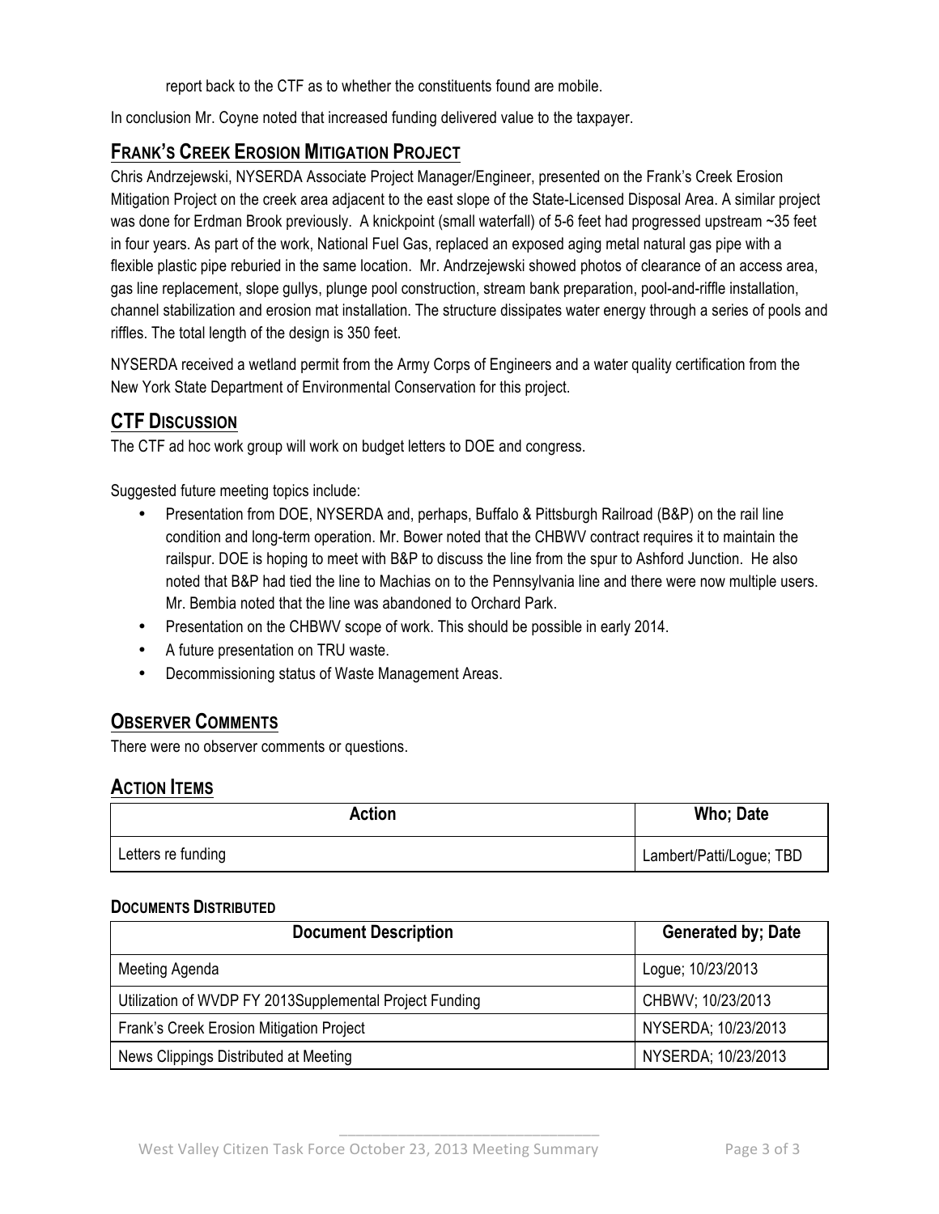report back to the CTF as to whether the constituents found are mobile.

In conclusion Mr. Coyne noted that increased funding delivered value to the taxpayer.

## FRANK'S CREEK EROSION MITIGATION PROJECT

Chris Andrzejewski, NYSERDA Associate Project Manager/Engineer, presented on the Frank's Creek Erosion Mitigation Project on the creek area adjacent to the east slope of the State-Licensed Disposal Area. A similar project was done for Erdman Brook previously. A knickpoint (small waterfall) of 5-6 feet had progressed upstream ~35 feet in four years. As part of the work, National Fuel Gas, replaced an exposed aging metal natural gas pipe with a flexible plastic pipe reburied in the same location. Mr. Andrzejewski showed photos of clearance of an access area, gas line replacement, slope gullys, plunge pool construction, stream bank preparation, pool-and-riffle installation, channel stabilization and erosion mat installation. The structure dissipates water energy through a series of pools and riffles. The total length of the design is 350 feet.

NYSERDA received a wetland permit from the Army Corps of Engineers and a water quality certification from the New York State Department of Environmental Conservation for this project.

## CTF DISCUSSION

The CTF ad hoc work group will work on budget letters to DOE and congress.

Suggested future meeting topics include:

- Presentation from DOE, NYSERDA and, perhaps, Buffalo & Pittsburgh Railroad (B&P) on the rail line condition and long-term operation. Mr. Bower noted that the CHBWV contract requires it to maintain the railspur. DOE is hoping to meet with B&P to discuss the line from the spur to Ashford Junction. He also noted that B&P had tied the line to Machias on to the Pennsylvania line and there were now multiple users. Mr. Bembia noted that the line was abandoned to Orchard Park.
- Presentation on the CHBWV scope of work. This should be possible in early 2014.
- A future presentation on TRU waste.
- Decommissioning status of Waste Management Areas.

## OBSERVER COMMENTS

There were no observer comments or questions.

## ACTION ITEMS

| Action | Who; Date |
|---|---|
| Letters re funding | Lambert/Patti/Logue; TBD |

### DOCUMENTS DISTRIBUTED

| Document Description | Generated by; Date |
|---|---|
| Meeting Agenda | Logue; 10/23/2013 |
| Utilization of WVDP FY 2013Supplemental Project Funding | CHBWV; 10/23/2013 |
| Frank's Creek Erosion Mitigation Project | NYSERDA; 10/23/2013 |
| News Clippings Distributed at Meeting | NYSERDA; 10/23/2013 |